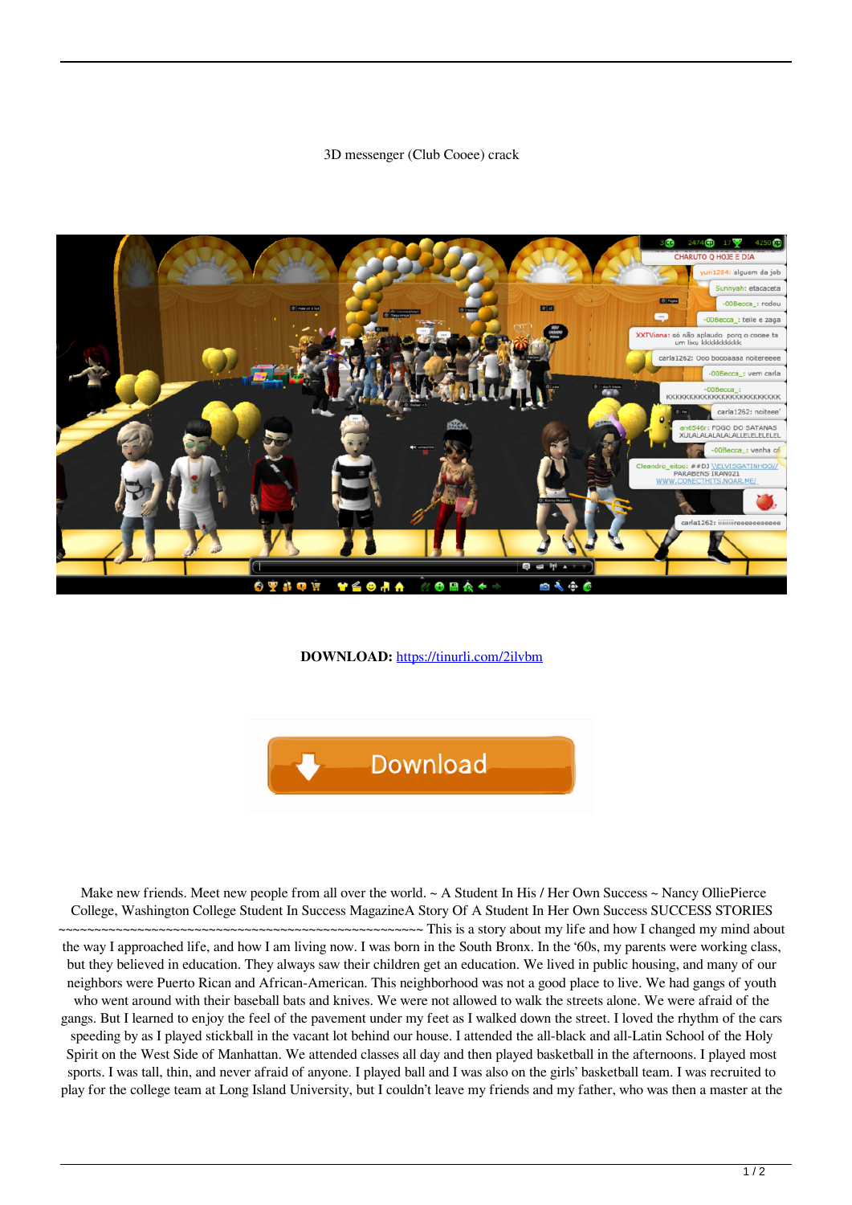3D messenger (Club Cooee) crack

**DOWNLOAD:** https://tinurli.com/2ilvbm

Make new friends. Meet new people from all over the world. ~ A Student In His / Her Own Success ~ Nancy OlliePierce College, Washington College Student In Success MagazineA Story Of A Student In Her Own Success SUCCESS STORIES ~~~~~~~~~~~~~~~~~~~~~~~~~~~~~~~~~~~~~~~~~~~~~~~~~~~~~~~~~ This is a story about my life and how I changed my mind about the way I approached life, and how I am living now. I was born in the South Bronx. In the '60s, my parents were working class, but they believed in education. They always saw their children get an education. We lived in public housing, and many of our neighbors were Puerto Rican and African-American. This neighborhood was not a good place to live. We had gangs of youth who went around with their baseball bats and knives. We were not allowed to walk the streets alone. We were afraid of the gangs. But I learned to enjoy the feel of the pavement under my feet as I walked down the street. I loved the rhythm of the cars speeding by as I played stickball in the vacant lot behind our house. I attended the all-black and all-Latin School of the Holy Spirit on the West Side of Manhattan. We attended classes all day and then played basketball in the afternoons. I played most sports. I was tall, thin, and never afraid of anyone. I played ball and I was also on the girls' basketball team. I was recruited to play for the college team at Long Island University, but I couldn't leave my friends and my father, who was then a master at the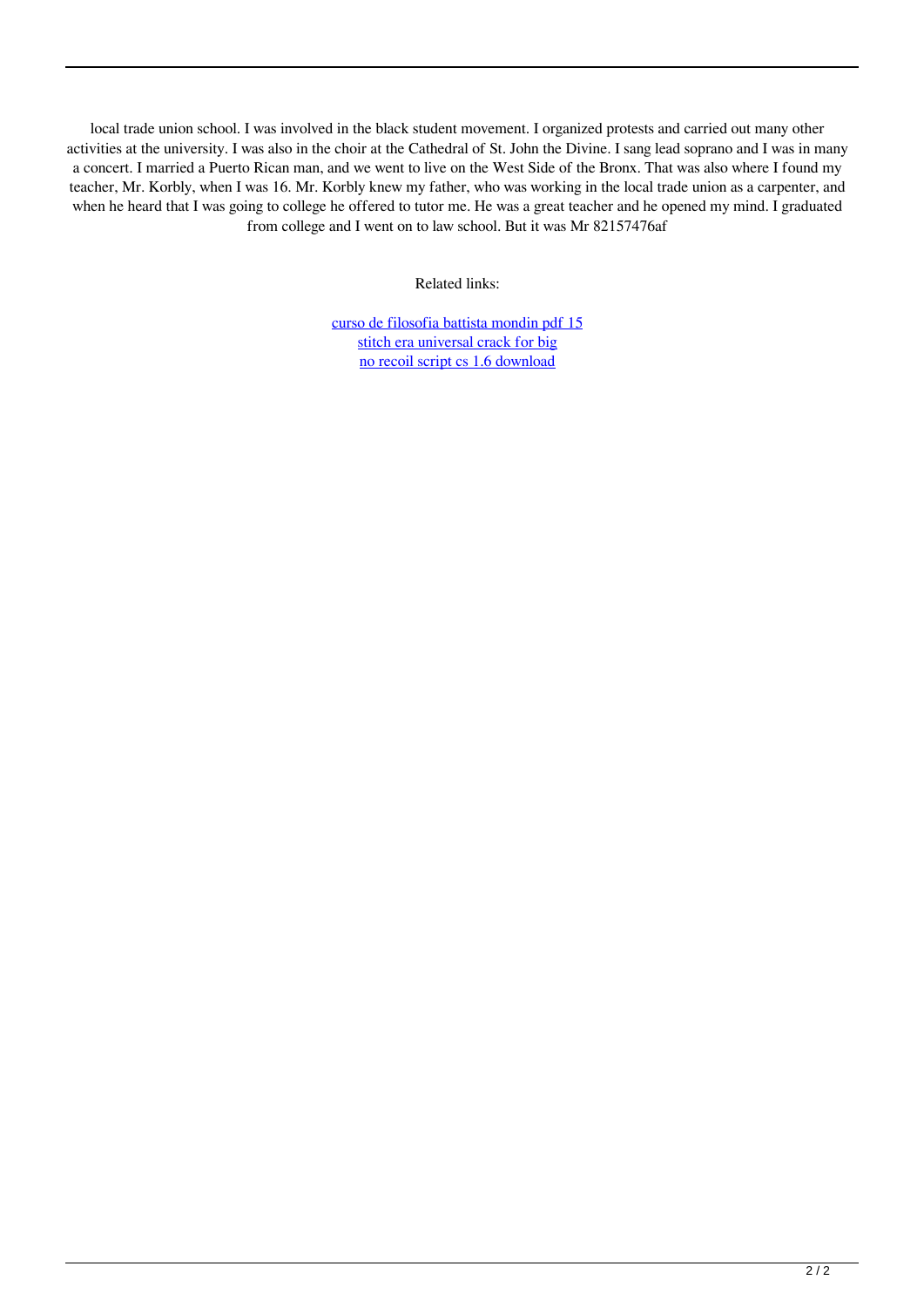local trade union school. I was involved in the black student movement. I organized protests and carried out many other activities at the university. I was also in the choir at the Cathedral of St. John the Divine. I sang lead soprano and I was in many a concert. I married a Puerto Rican man, and we went to live on the West Side of the Bronx. That was also where I found my teacher, Mr. Korbly, when I was 16. Mr. Korbly knew my father, who was working in the local trade union as a carpenter, and when he heard that I was going to college he offered to tutor me. He was a great teacher and he opened my mind. I graduated from college and I went on to law school. But it was Mr 82157476af

Related links:

curso de filosofia battista mondin pdf 15
stitch era universal crack for big
no recoil script cs 1.6 download